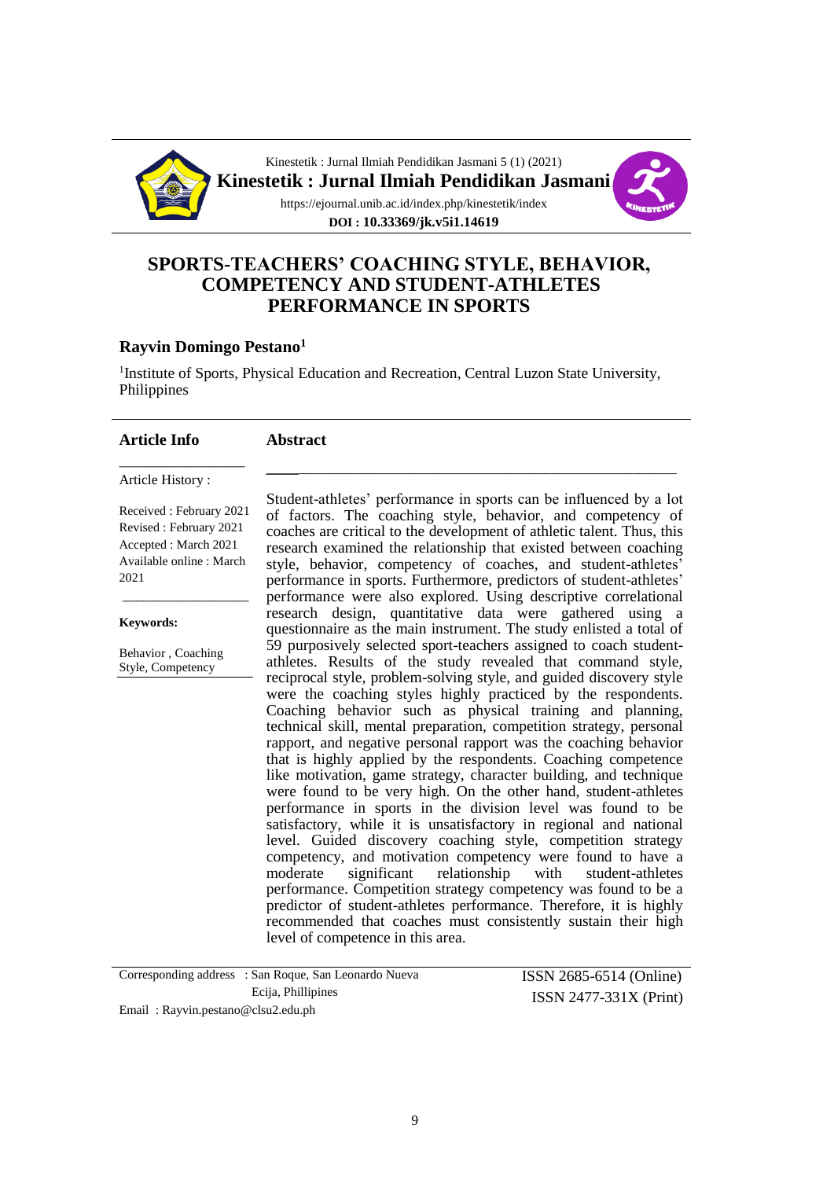# SPORTS-TEACHERS' COACHING STYLE, BEHAVIOR, COMPETENCY AND STUDENT-ATHLETES PERFORMANCE IN SPORTS

**Rayvin Domingo Pestano[1]**

[1]Institute of Sports, Physical Education and Recreation, Central Luzon State University, Philippines

## Article Info

Article History :

Received : February 2021
Revised : February 2021
Accepted : March 2021
Available online : March 2021

**Keywords:**

Behavior , Coaching Style, Competency

## Abstract

Student-athletes' performance in sports can be influenced by a lot of factors. The coaching style, behavior, and competency of coaches are critical to the development of athletic talent. Thus, this research examined the relationship that existed between coaching style, behavior, competency of coaches, and student-athletes' performance in sports. Furthermore, predictors of student-athletes' performance were also explored. Using descriptive correlational research design, quantitative data were gathered using a questionnaire as the main instrument. The study enlisted a total of 59 purposively selected sport-teachers assigned to coach student-athletes. Results of the study revealed that command style, reciprocal style, problem-solving style, and guided discovery style were the coaching styles highly practiced by the respondents. Coaching behavior such as physical training and planning, technical skill, mental preparation, competition strategy, personal rapport, and negative personal rapport was the coaching behavior that is highly applied by the respondents. Coaching competence like motivation, game strategy, character building, and technique were found to be very high. On the other hand, student-athletes performance in sports in the division level was found to be satisfactory, while it is unsatisfactory in regional and national level. Guided discovery coaching style, competition strategy competency, and motivation competency were found to have a moderate significant relationship with student-athletes performance. Competition strategy competency was found to be a predictor of student-athletes performance. Therefore, it is highly recommended that coaches must consistently sustain their high level of competence in this area.

Corresponding address : San Roque, San Leonardo Nueva Ecija, Phillipines
Email : Rayvin.pestano@clsu2.edu.ph

ISSN 2685-6514 (Online)
ISSN 2477-331X (Print)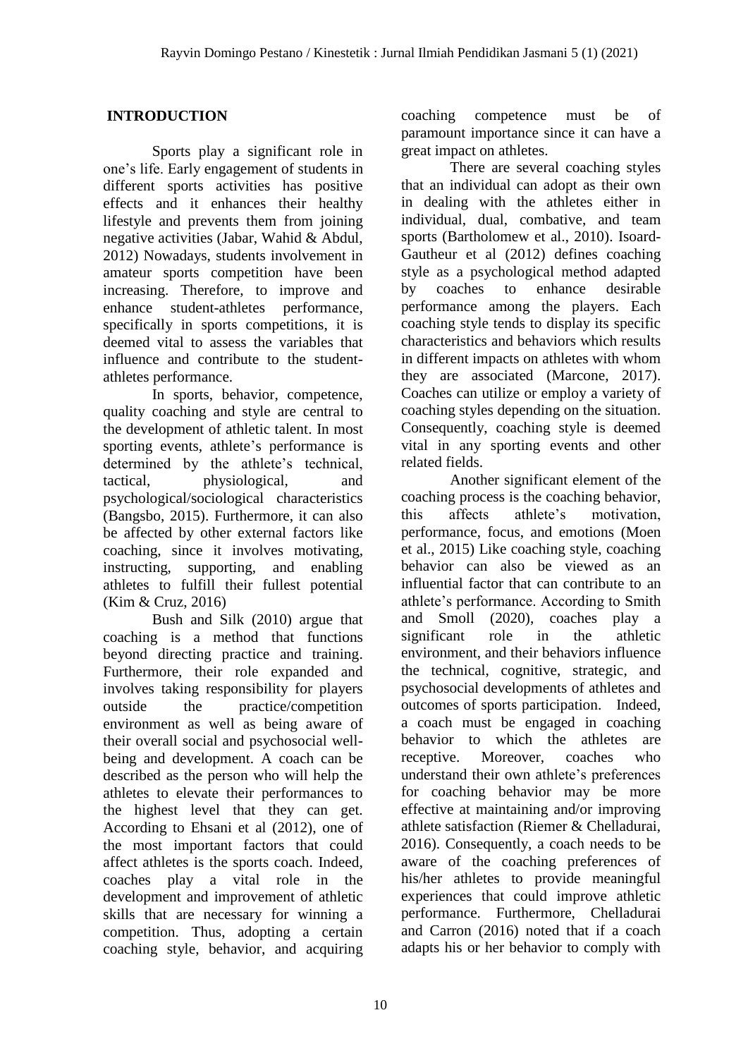## INTRODUCTION

Sports play a significant role in one's life. Early engagement of students in different sports activities has positive effects and it enhances their healthy lifestyle and prevents them from joining negative activities (Jabar, Wahid & Abdul, 2012) Nowadays, students involvement in amateur sports competition have been increasing. Therefore, to improve and enhance student-athletes performance, specifically in sports competitions, it is deemed vital to assess the variables that influence and contribute to the student-athletes performance.

In sports, behavior, competence, quality coaching and style are central to the development of athletic talent. In most sporting events, athlete's performance is determined by the athlete's technical, tactical, physiological, and psychological/sociological characteristics (Bangsbo, 2015). Furthermore, it can also be affected by other external factors like coaching, since it involves motivating, instructing, supporting, and enabling athletes to fulfill their fullest potential (Kim & Cruz, 2016)

Bush and Silk (2010) argue that coaching is a method that functions beyond directing practice and training. Furthermore, their role expanded and involves taking responsibility for players outside the practice/competition environment as well as being aware of their overall social and psychosocial well-being and development. A coach can be described as the person who will help the athletes to elevate their performances to the highest level that they can get. According to Ehsani et al (2012), one of the most important factors that could affect athletes is the sports coach. Indeed, coaches play a vital role in the development and improvement of athletic skills that are necessary for winning a competition. Thus, adopting a certain coaching style, behavior, and acquiring coaching competence must be of paramount importance since it can have a great impact on athletes.

There are several coaching styles that an individual can adopt as their own in dealing with the athletes either in individual, dual, combative, and team sports (Bartholomew et al., 2010). Isoard-Gautheur et al (2012) defines coaching style as a psychological method adapted by coaches to enhance desirable performance among the players. Each coaching style tends to display its specific characteristics and behaviors which results in different impacts on athletes with whom they are associated (Marcone, 2017). Coaches can utilize or employ a variety of coaching styles depending on the situation. Consequently, coaching style is deemed vital in any sporting events and other related fields.

Another significant element of the coaching process is the coaching behavior, this affects athlete's motivation, performance, focus, and emotions (Moen et al., 2015) Like coaching style, coaching behavior can also be viewed as an influential factor that can contribute to an athlete's performance. According to Smith and Smoll (2020), coaches play a significant role in the athletic environment, and their behaviors influence the technical, cognitive, strategic, and psychosocial developments of athletes and outcomes of sports participation. Indeed, a coach must be engaged in coaching behavior to which the athletes are receptive. Moreover, coaches who understand their own athlete's preferences for coaching behavior may be more effective at maintaining and/or improving athlete satisfaction (Riemer & Chelladurai, 2016). Consequently, a coach needs to be aware of the coaching preferences of his/her athletes to provide meaningful experiences that could improve athletic performance. Furthermore, Chelladurai and Carron (2016) noted that if a coach adapts his or her behavior to comply with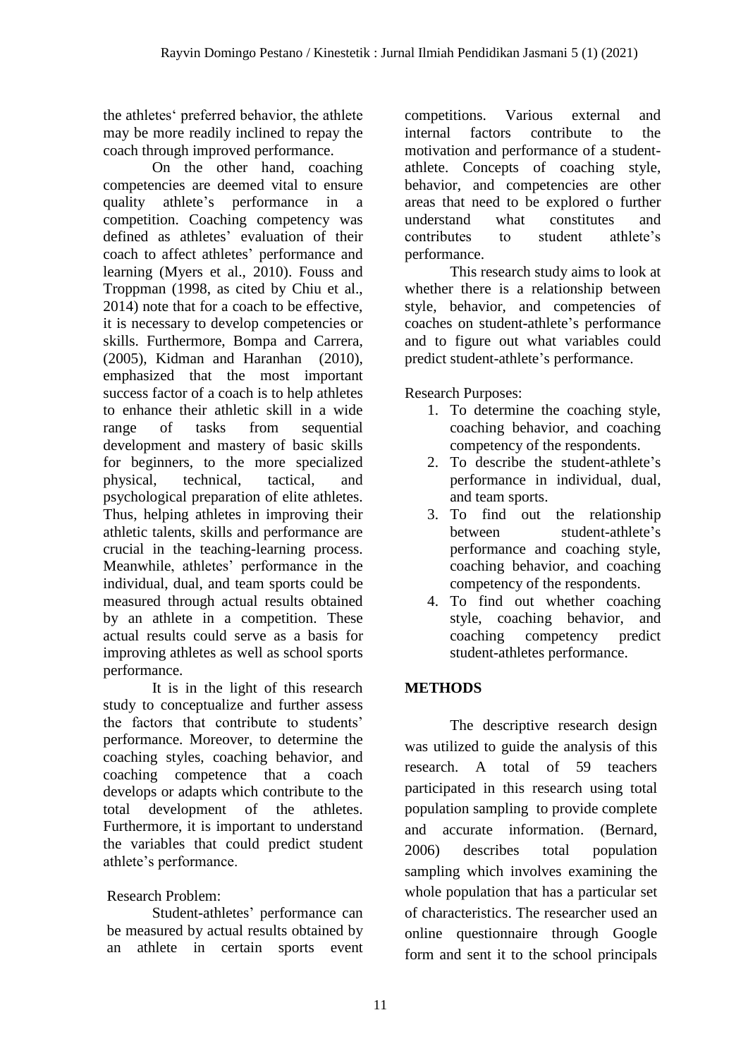the athletes' preferred behavior, the athlete may be more readily inclined to repay the coach through improved performance.

On the other hand, coaching competencies are deemed vital to ensure quality athlete's performance in a competition. Coaching competency was defined as athletes' evaluation of their coach to affect athletes' performance and learning (Myers et al., 2010). Fouss and Troppman (1998, as cited by Chiu et al., 2014) note that for a coach to be effective, it is necessary to develop competencies or skills. Furthermore, Bompa and Carrera, (2005), Kidman and Haranhan (2010), emphasized that the most important success factor of a coach is to help athletes to enhance their athletic skill in a wide range of tasks from sequential development and mastery of basic skills for beginners, to the more specialized physical, technical, tactical, and psychological preparation of elite athletes. Thus, helping athletes in improving their athletic talents, skills and performance are crucial in the teaching-learning process. Meanwhile, athletes' performance in the individual, dual, and team sports could be measured through actual results obtained by an athlete in a competition. These actual results could serve as a basis for improving athletes as well as school sports performance.

It is in the light of this research study to conceptualize and further assess the factors that contribute to students' performance. Moreover, to determine the coaching styles, coaching behavior, and coaching competence that a coach develops or adapts which contribute to the total development of the athletes. Furthermore, it is important to understand the variables that could predict student athlete's performance.

Research Problem:

Student-athletes' performance can be measured by actual results obtained by an athlete in certain sports event competitions. Various external and internal factors contribute to the motivation and performance of a student-athlete. Concepts of coaching style, behavior, and competencies are other areas that need to be explored o further understand what constitutes and contributes to student athlete's performance.

This research study aims to look at whether there is a relationship between style, behavior, and competencies of coaches on student-athlete's performance and to figure out what variables could predict student-athlete's performance.

Research Purposes:

1. To determine the coaching style, coaching behavior, and coaching competency of the respondents.
2. To describe the student-athlete's performance in individual, dual, and team sports.
3. To find out the relationship between student-athlete's performance and coaching style, coaching behavior, and coaching competency of the respondents.
4. To find out whether coaching style, coaching behavior, and coaching competency predict student-athletes performance.

## METHODS

The descriptive research design was utilized to guide the analysis of this research. A total of 59 teachers participated in this research using total population sampling to provide complete and accurate information. (Bernard, 2006) describes total population sampling which involves examining the whole population that has a particular set of characteristics. The researcher used an online questionnaire through Google form and sent it to the school principals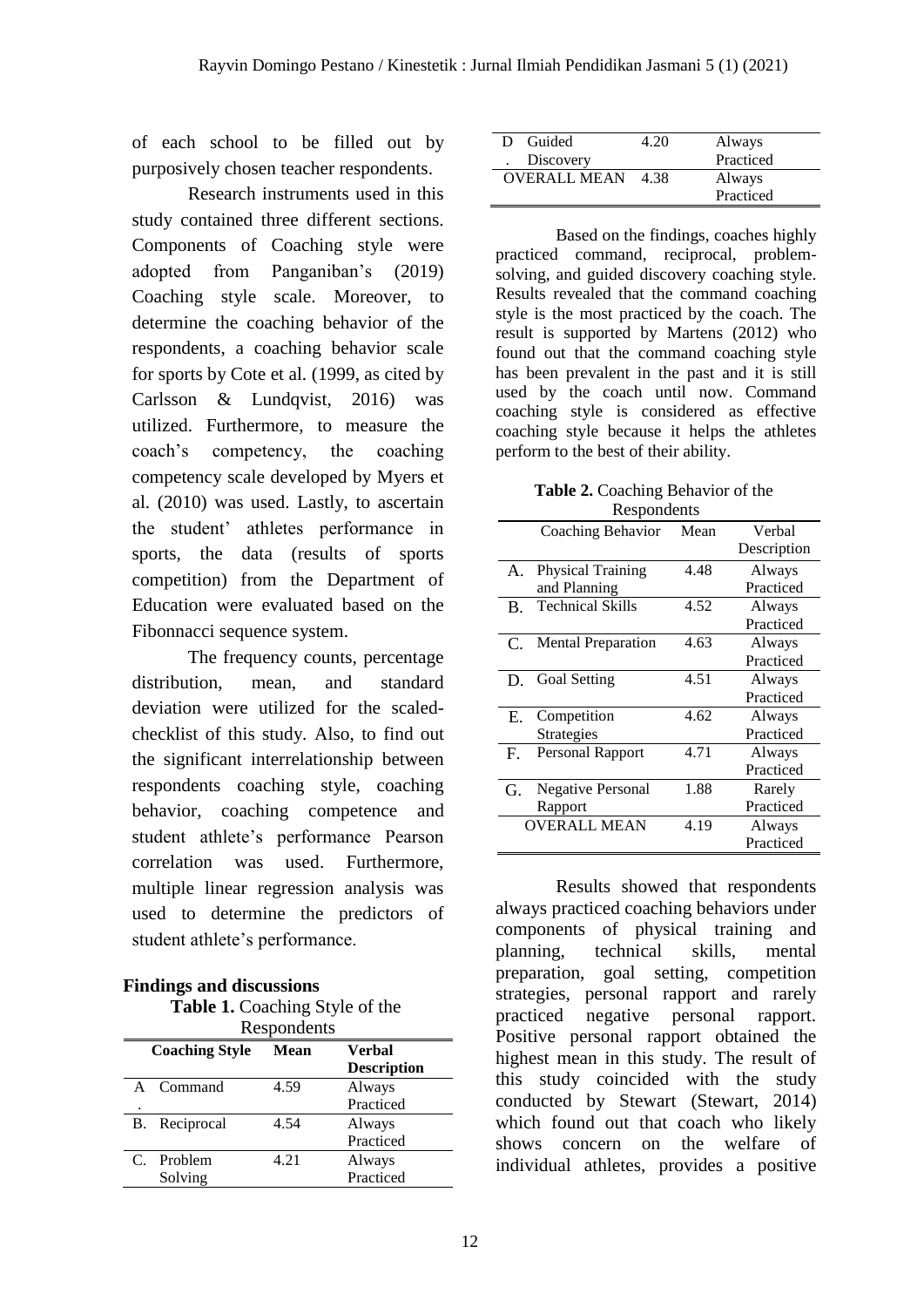of each school to be filled out by purposively chosen teacher respondents.

Research instruments used in this study contained three different sections. Components of Coaching style were adopted from Panganiban's (2019) Coaching style scale. Moreover, to determine the coaching behavior of the respondents, a coaching behavior scale for sports by Cote et al. (1999, as cited by Carlsson & Lundqvist, 2016) was utilized. Furthermore, to measure the coach's competency, the coaching competency scale developed by Myers et al. (2010) was used. Lastly, to ascertain the student' athletes performance in sports, the data (results of sports competition) from the Department of Education were evaluated based on the Fibonnacci sequence system.

The frequency counts, percentage distribution, mean, and standard deviation were utilized for the scaled-checklist of this study. Also, to find out the significant interrelationship between respondents coaching style, coaching behavior, coaching competence and student athlete's performance Pearson correlation was used. Furthermore, multiple linear regression analysis was used to determine the predictors of student athlete's performance.

## Findings and discussions

**Table 1.** Coaching Style of the Respondents

| Coaching Style | Mean | Verbal Description |
|---|---|---|
| A. Command | 4.59 | Always Practiced |
| B. Reciprocal | 4.54 | Always Practiced |
| C. Problem Solving | 4.21 | Always Practiced |
| D. Guided Discovery | 4.20 | Always Practiced |
| OVERALL MEAN | 4.38 | Always Practiced |

Based on the findings, coaches highly practiced command, reciprocal, problem-solving, and guided discovery coaching style. Results revealed that the command coaching style is the most practiced by the coach. The result is supported by Martens (2012) who found out that the command coaching style has been prevalent in the past and it is still used by the coach until now. Command coaching style is considered as effective coaching style because it helps the athletes perform to the best of their ability.

**Table 2.** Coaching Behavior of the Respondents

| Coaching Behavior | Mean | Verbal Description |
|---|---|---|
| A. Physical Training and Planning | 4.48 | Always Practiced |
| B. Technical Skills | 4.52 | Always Practiced |
| C. Mental Preparation | 4.63 | Always Practiced |
| D. Goal Setting | 4.51 | Always Practiced |
| E. Competition Strategies | 4.62 | Always Practiced |
| F. Personal Rapport | 4.71 | Always Practiced |
| G. Negative Personal Rapport | 1.88 | Rarely Practiced |
| OVERALL MEAN | 4.19 | Always Practiced |

Results showed that respondents always practiced coaching behaviors under components of physical training and planning, technical skills, mental preparation, goal setting, competition strategies, personal rapport and rarely practiced negative personal rapport. Positive personal rapport obtained the highest mean in this study. The result of this study coincided with the study conducted by Stewart (Stewart, 2014) which found out that coach who likely shows concern on the welfare of individual athletes, provides a positive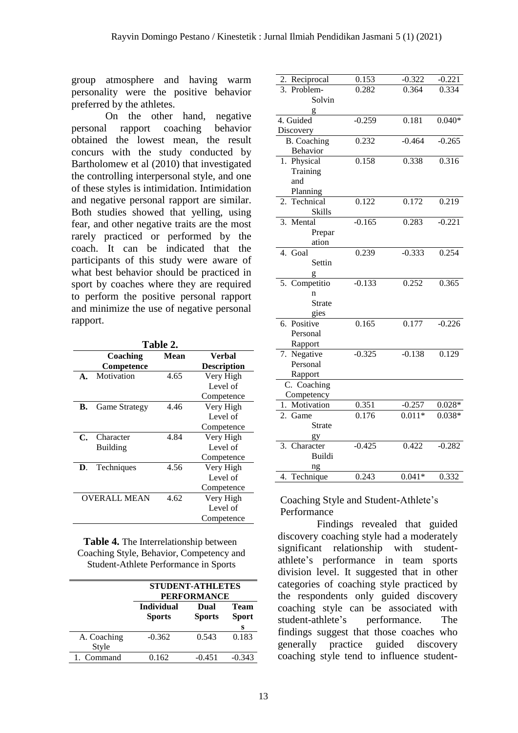group atmosphere and having warm personality were the positive behavior preferred by the athletes.

On the other hand, negative personal rapport coaching behavior obtained the lowest mean, the result concurs with the study conducted by Bartholomew et al (2010) that investigated the controlling interpersonal style, and one of these styles is intimidation. Intimidation and negative personal rapport are similar. Both studies showed that yelling, using fear, and other negative traits are the most rarely practiced or performed by the coach. It can be indicated that the participants of this study were aware of what best behavior should be practiced in sport by coaches where they are required to perform the positive personal rapport and minimize the use of negative personal rapport.

**Table 2.**

| | Coaching Competence | Mean | Verbal Description |
|---|---|---|---|
| **A.** | Motivation | 4.65 | Very High Level of Competence |
| **B.** | Game Strategy | 4.46 | Very High Level of Competence |
| **C.** | Character Building | 4.84 | Very High Level of Competence |
| **D**. | Techniques | 4.56 | Very High Level of Competence |
| | OVERALL MEAN | 4.62 | Very High Level of Competence |

**Table 4.** The Interrelationship between Coaching Style, Behavior, Competency and Student-Athlete Performance in Sports

| | STUDENT-ATHLETES PERFORMANCE | | |
|---|---|---|---|
| | **Individual Sports** | **Dual Sports** | **Team Sports** |
| A. Coaching Style | -0.362 | 0.543 | 0.183 |
| 1. Command | 0.162 | -0.451 | -0.343 |
| 2. Reciprocal | 0.153 | -0.322 | -0.221 |
| 3. Problem-Solving | 0.282 | 0.364 | 0.334 |
| 4. Guided Discovery | -0.259 | 0.181 | 0.040* |
| B. Coaching Behavior | 0.232 | -0.464 | -0.265 |
| 1. Physical Training and Planning | 0.158 | 0.338 | 0.316 |
| 2. Technical Skills | 0.122 | 0.172 | 0.219 |
| 3. Mental Preparation | -0.165 | 0.283 | -0.221 |
| 4. Goal Setting | 0.239 | -0.333 | 0.254 |
| 5. Competition Strategies | -0.133 | 0.252 | 0.365 |
| 6. Positive Personal Rapport | 0.165 | 0.177 | -0.226 |
| 7. Negative Personal Rapport | -0.325 | -0.138 | 0.129 |
| C. Coaching Competency | | | |
| 1. Motivation | 0.351 | -0.257 | 0.028* |
| 2. Game Strategy | 0.176 | 0.011* | 0.038* |
| 3. Character Building | -0.425 | 0.422 | -0.282 |
| 4. Technique | 0.243 | 0.041* | 0.332 |

Coaching Style and Student-Athlete's Performance

Findings revealed that guided discovery coaching style had a moderately significant relationship with student-athlete's performance in team sports division level. It suggested that in other categories of coaching style practiced by the respondents only guided discovery coaching style can be associated with student-athlete's performance. The findings suggest that those coaches who generally practice guided discovery coaching style tend to influence student-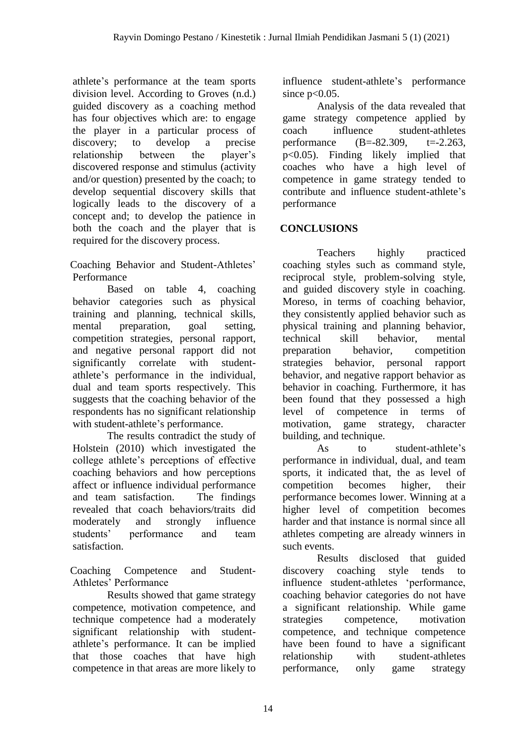athlete's performance at the team sports division level. According to Groves (n.d.) guided discovery as a coaching method has four objectives which are: to engage the player in a particular process of discovery; to develop a precise relationship between the player's discovered response and stimulus (activity and/or question) presented by the coach; to develop sequential discovery skills that logically leads to the discovery of a concept and; to develop the patience in both the coach and the player that is required for the discovery process.

Coaching Behavior and Student-Athletes' Performance

Based on table 4, coaching behavior categories such as physical training and planning, technical skills, mental preparation, goal setting, competition strategies, personal rapport, and negative personal rapport did not significantly correlate with student-athlete's performance in the individual, dual and team sports respectively. This suggests that the coaching behavior of the respondents has no significant relationship with student-athlete's performance.

The results contradict the study of Holstein (2010) which investigated the college athlete's perceptions of effective coaching behaviors and how perceptions affect or influence individual performance and team satisfaction. The findings revealed that coach behaviors/traits did moderately and strongly influence students' performance and team satisfaction.

Coaching Competence and Student-Athletes' Performance

Results showed that game strategy competence, motivation competence, and technique competence had a moderately significant relationship with student-athlete's performance. It can be implied that those coaches that have high competence in that areas are more likely to influence student-athlete's performance since $p<0.05$.

Analysis of the data revealed that game strategy competence applied by coach influence student-athletes performance ($B=-82.309$, $t=-2.263$, $p<0.05$). Finding likely implied that coaches who have a high level of competence in game strategy tended to contribute and influence student-athlete's performance

## CONCLUSIONS

Teachers highly practiced coaching styles such as command style, reciprocal style, problem-solving style, and guided discovery style in coaching. Moreso, in terms of coaching behavior, they consistently applied behavior such as physical training and planning behavior, technical skill behavior, mental preparation behavior, competition strategies behavior, personal rapport behavior, and negative rapport behavior as behavior in coaching. Furthermore, it has been found that they possessed a high level of competence in terms of motivation, game strategy, character building, and technique.

As to student-athlete's performance in individual, dual, and team sports, it indicated that, the as level of competition becomes higher, their performance becomes lower. Winning at a higher level of competition becomes harder and that instance is normal since all athletes competing are already winners in such events.

Results disclosed that guided discovery coaching style tends to influence student-athletes 'performance, coaching behavior categories do not have a significant relationship. While game strategies competence, motivation competence, and technique competence have been found to have a significant relationship with student-athletes performance, only game strategy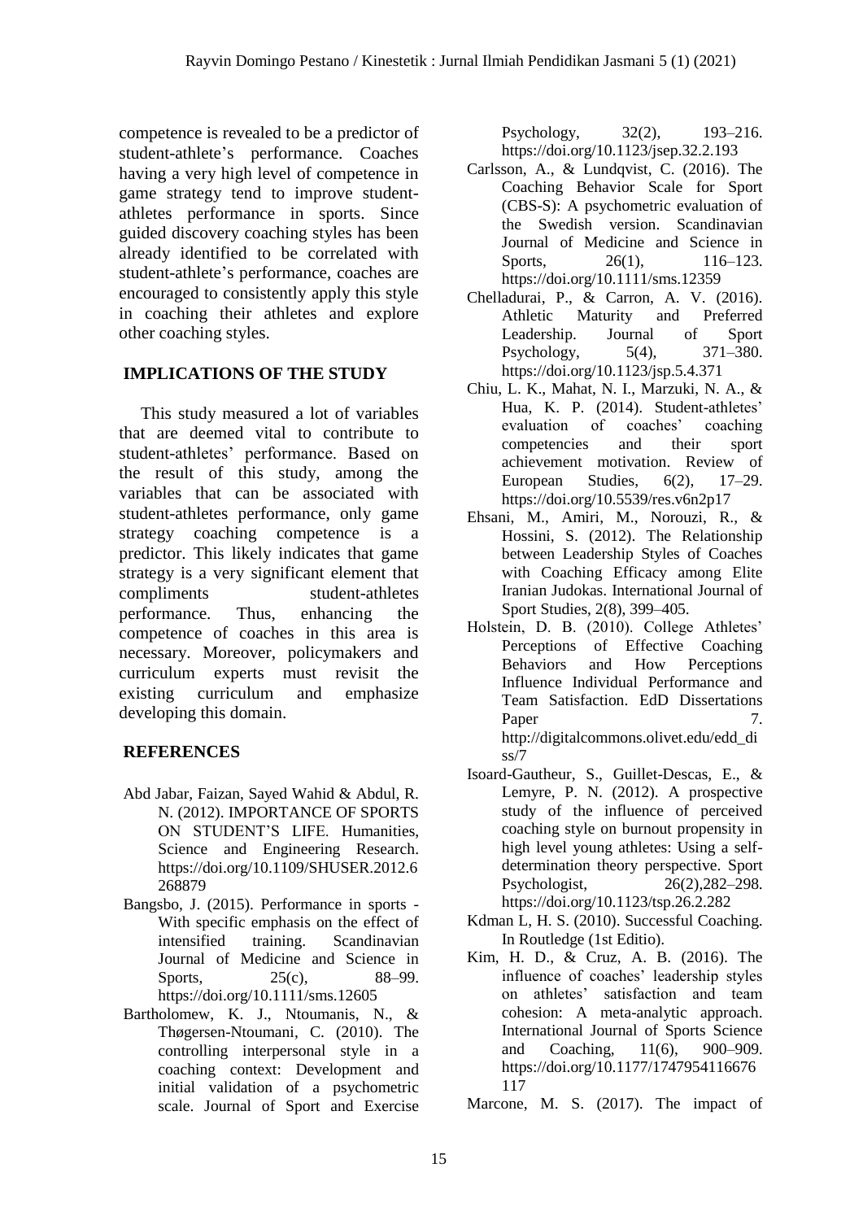competence is revealed to be a predictor of student-athlete's performance. Coaches having a very high level of competence in game strategy tend to improve student-athletes performance in sports. Since guided discovery coaching styles has been already identified to be correlated with student-athlete's performance, coaches are encouraged to consistently apply this style in coaching their athletes and explore other coaching styles.

## IMPLICATIONS OF THE STUDY

This study measured a lot of variables that are deemed vital to contribute to student-athletes' performance. Based on the result of this study, among the variables that can be associated with student-athletes performance, only game strategy coaching competence is a predictor. This likely indicates that game strategy is a very significant element that compliments student-athletes performance. Thus, enhancing the competence of coaches in this area is necessary. Moreover, policymakers and curriculum experts must revisit the existing curriculum and emphasize developing this domain.

## REFERENCES

Abd Jabar, Faizan, Sayed Wahid & Abdul, R. N. (2012). IMPORTANCE OF SPORTS ON STUDENT'S LIFE. Humanities, Science and Engineering Research. https://doi.org/10.1109/SHUSER.2012.6268879

Bangsbo, J. (2015). Performance in sports - With specific emphasis on the effect of intensified training. Scandinavian Journal of Medicine and Science in Sports, 25(c), 88–99. https://doi.org/10.1111/sms.12605

Bartholomew, K. J., Ntoumanis, N., & Thøgersen-Ntoumani, C. (2010). The controlling interpersonal style in a coaching context: Development and initial validation of a psychometric scale. Journal of Sport and Exercise Psychology, 32(2), 193–216. https://doi.org/10.1123/jsep.32.2.193

Carlsson, A., & Lundqvist, C. (2016). The Coaching Behavior Scale for Sport (CBS-S): A psychometric evaluation of the Swedish version. Scandinavian Journal of Medicine and Science in Sports, 26(1), 116–123. https://doi.org/10.1111/sms.12359

Chelladurai, P., & Carron, A. V. (2016). Athletic Maturity and Preferred Leadership. Journal of Sport Psychology, 5(4), 371–380. https://doi.org/10.1123/jsp.5.4.371

Chiu, L. K., Mahat, N. I., Marzuki, N. A., & Hua, K. P. (2014). Student-athletes' evaluation of coaches' coaching competencies and their sport achievement motivation. Review of European Studies, 6(2), 17–29. https://doi.org/10.5539/res.v6n2p17

Ehsani, M., Amiri, M., Norouzi, R., & Hossini, S. (2012). The Relationship between Leadership Styles of Coaches with Coaching Efficacy among Elite Iranian Judokas. International Journal of Sport Studies, 2(8), 399–405.

Holstein, D. B. (2010). College Athletes' Perceptions of Effective Coaching Behaviors and How Perceptions Influence Individual Performance and Team Satisfaction. EdD Dissertations Paper 7. http://digitalcommons.olivet.edu/edd_diss/7

Isoard-Gautheur, S., Guillet-Descas, E., & Lemyre, P. N. (2012). A prospective study of the influence of perceived coaching style on burnout propensity in high level young athletes: Using a self-determination theory perspective. Sport Psychologist, 26(2),282–298. https://doi.org/10.1123/tsp.26.2.282

Kdman L, H. S. (2010). Successful Coaching. In Routledge (1st Editio).

Kim, H. D., & Cruz, A. B. (2016). The influence of coaches' leadership styles on athletes' satisfaction and team cohesion: A meta-analytic approach. International Journal of Sports Science and Coaching, 11(6), 900–909. https://doi.org/10.1177/1747954116676117

Marcone, M. S. (2017). The impact of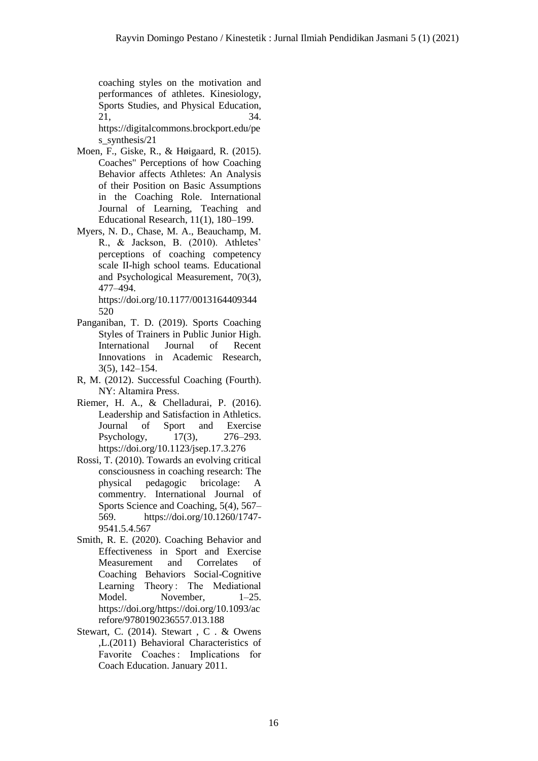coaching styles on the motivation and performances of athletes. Kinesiology, Sports Studies, and Physical Education, 21, 34. https://digitalcommons.brockport.edu/pes_synthesis/21

Moen, F., Giske, R., & Høigaard, R. (2015). Coaches" Perceptions of how Coaching Behavior affects Athletes: An Analysis of their Position on Basic Assumptions in the Coaching Role. International Journal of Learning, Teaching and Educational Research, 11(1), 180–199.

Myers, N. D., Chase, M. A., Beauchamp, M. R., & Jackson, B. (2010). Athletes' perceptions of coaching competency scale II-high school teams. Educational and Psychological Measurement, 70(3), 477–494. https://doi.org/10.1177/0013164409344520

Panganiban, T. D. (2019). Sports Coaching Styles of Trainers in Public Junior High. International Journal of Recent Innovations in Academic Research, 3(5), 142–154.

R, M. (2012). Successful Coaching (Fourth). NY: Altamira Press.

Riemer, H. A., & Chelladurai, P. (2016). Leadership and Satisfaction in Athletics. Journal of Sport and Exercise Psychology, 17(3), 276–293. https://doi.org/10.1123/jsep.17.3.276

Rossi, T. (2010). Towards an evolving critical consciousness in coaching research: The physical pedagogic bricolage: A commentry. International Journal of Sports Science and Coaching, 5(4), 567–569. https://doi.org/10.1260/1747-9541.5.4.567

Smith, R. E. (2020). Coaching Behavior and Effectiveness in Sport and Exercise Measurement and Correlates of Coaching Behaviors Social-Cognitive Learning Theory : The Mediational Model. November, 1–25. https://doi.org/https://doi.org/10.1093/acrefore/9780190236557.013.188

Stewart, C. (2014). Stewart , C . & Owens ,L.(2011) Behavioral Characteristics of Favorite Coaches : Implications for Coach Education. January 2011.